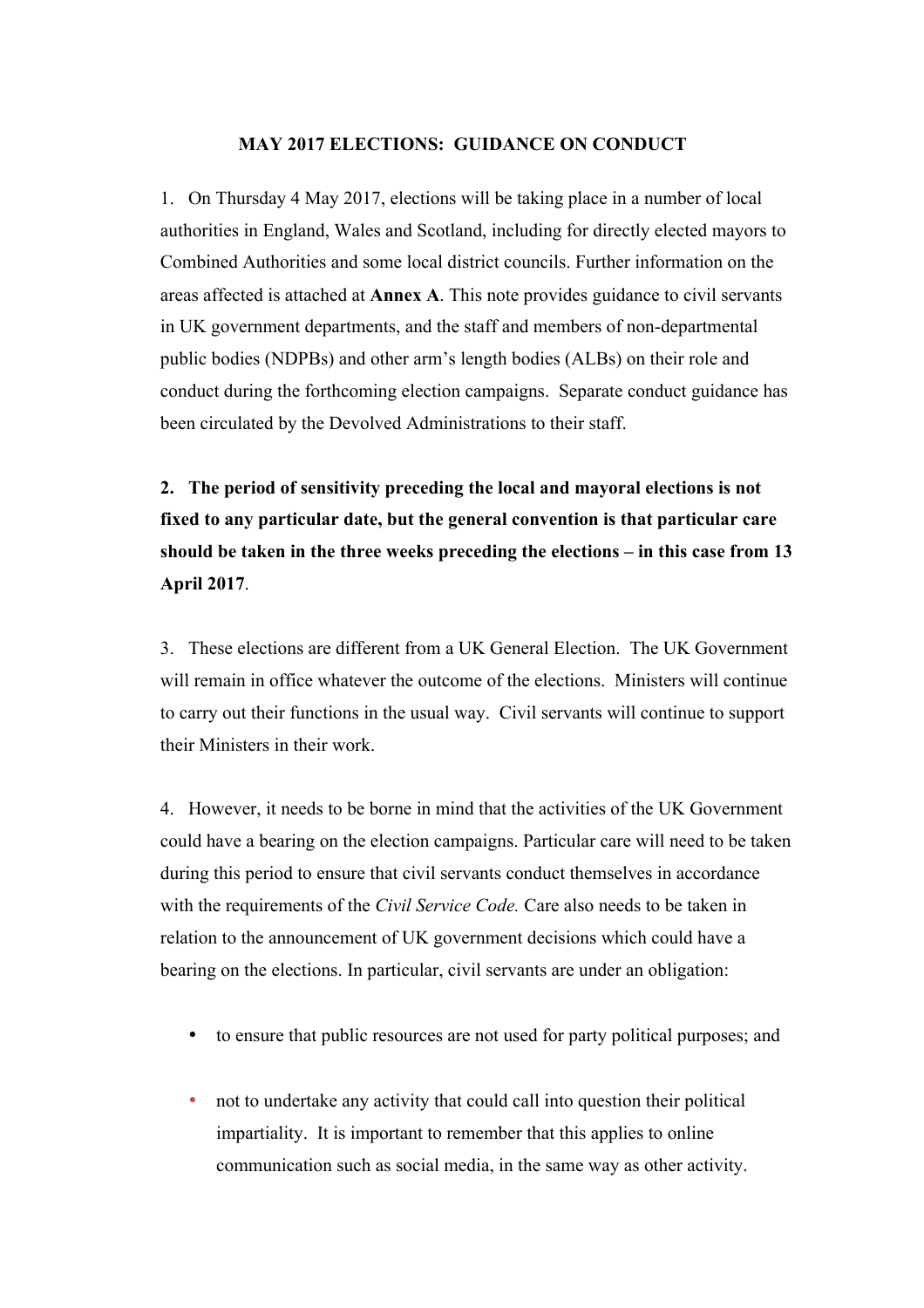# MAY 2017 ELECTIONS: GUIDANCE ON CONDUCT

1. On Thursday 4 May 2017, elections will be taking place in a number of local authorities in England, Wales and Scotland, including for directly elected mayors to Combined Authorities and some local district councils. Further information on the areas affected is attached at **Annex A**. This note provides guidance to civil servants in UK government departments, and the staff and members of non-departmental public bodies (NDPBs) and other arm's length bodies (ALBs) on their role and conduct during the forthcoming election campaigns. Separate conduct guidance has been circulated by the Devolved Administrations to their staff.

2. **The period of sensitivity preceding the local and mayoral elections is not fixed to any particular date, but the general convention is that particular care should be taken in the three weeks preceding the elections – in this case from 13 April 2017**.

3. These elections are different from a UK General Election. The UK Government will remain in office whatever the outcome of the elections. Ministers will continue to carry out their functions in the usual way. Civil servants will continue to support their Ministers in their work.

4. However, it needs to be borne in mind that the activities of the UK Government could have a bearing on the election campaigns. Particular care will need to be taken during this period to ensure that civil servants conduct themselves in accordance with the requirements of the *Civil Service Code.* Care also needs to be taken in relation to the announcement of UK government decisions which could have a bearing on the elections. In particular, civil servants are under an obligation:

- to ensure that public resources are not used for party political purposes; and
- not to undertake any activity that could call into question their political impartiality. It is important to remember that this applies to online communication such as social media, in the same way as other activity.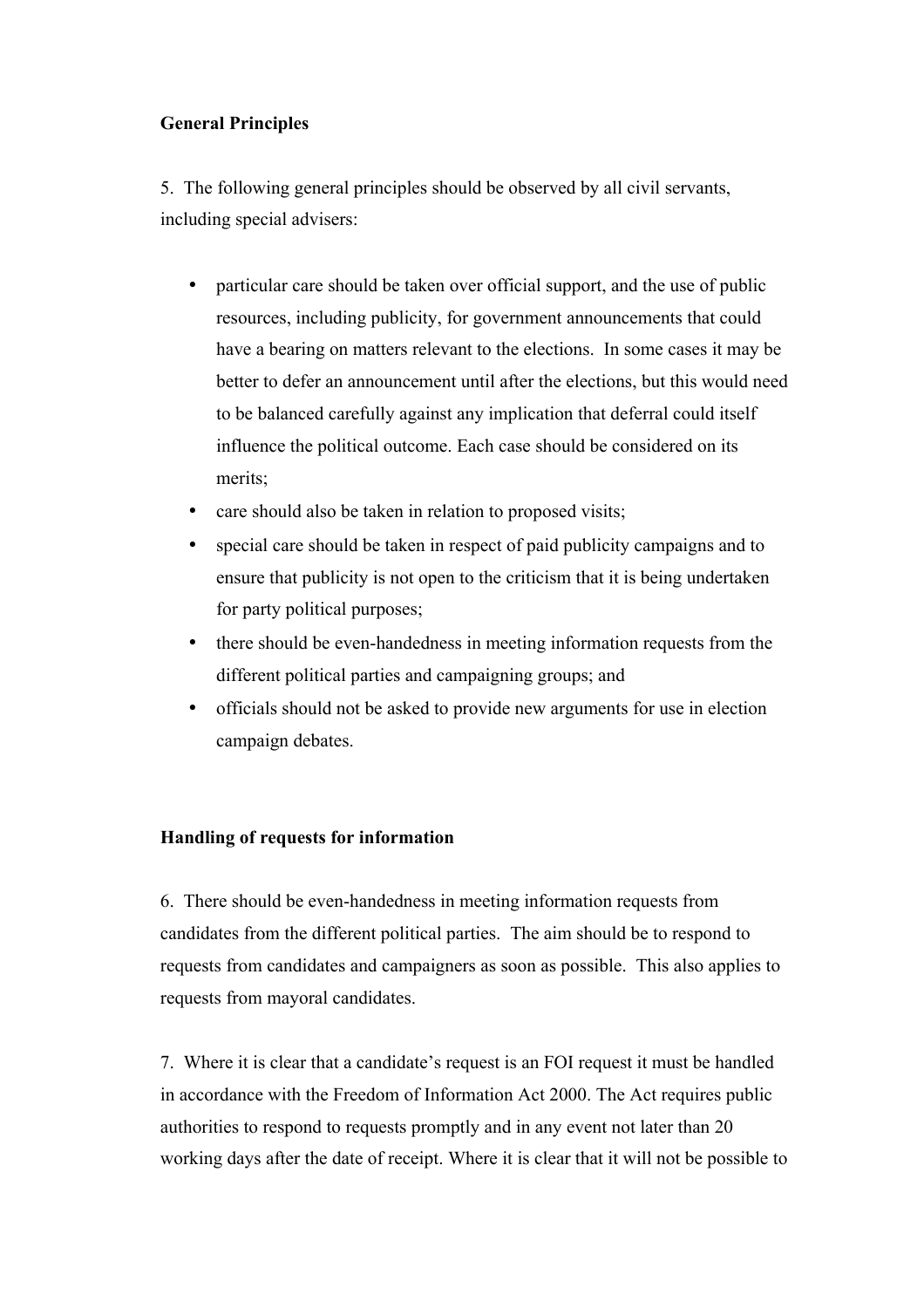**General Principles**

5. The following general principles should be observed by all civil servants, including special advisers:

- particular care should be taken over official support, and the use of public resources, including publicity, for government announcements that could have a bearing on matters relevant to the elections. In some cases it may be better to defer an announcement until after the elections, but this would need to be balanced carefully against any implication that deferral could itself influence the political outcome. Each case should be considered on its merits;
- care should also be taken in relation to proposed visits;
- special care should be taken in respect of paid publicity campaigns and to ensure that publicity is not open to the criticism that it is being undertaken for party political purposes;
- there should be even-handedness in meeting information requests from the different political parties and campaigning groups; and
- officials should not be asked to provide new arguments for use in election campaign debates.

**Handling of requests for information**

6. There should be even-handedness in meeting information requests from candidates from the different political parties. The aim should be to respond to requests from candidates and campaigners as soon as possible. This also applies to requests from mayoral candidates.

7. Where it is clear that a candidate's request is an FOI request it must be handled in accordance with the Freedom of Information Act 2000. The Act requires public authorities to respond to requests promptly and in any event not later than 20 working days after the date of receipt. Where it is clear that it will not be possible to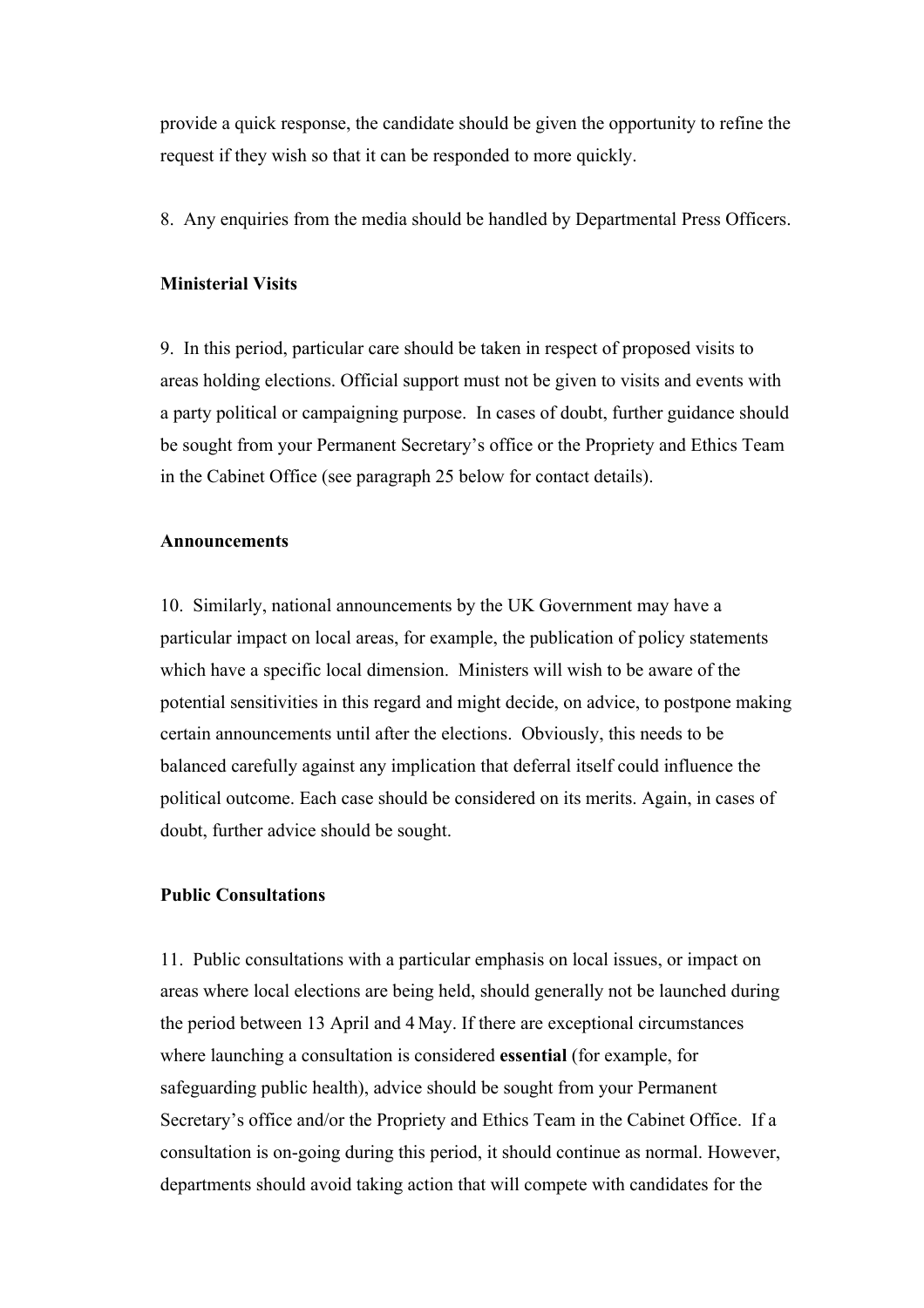provide a quick response, the candidate should be given the opportunity to refine the request if they wish so that it can be responded to more quickly.

8. Any enquiries from the media should be handled by Departmental Press Officers.

**Ministerial Visits**

9. In this period, particular care should be taken in respect of proposed visits to areas holding elections. Official support must not be given to visits and events with a party political or campaigning purpose. In cases of doubt, further guidance should be sought from your Permanent Secretary's office or the Propriety and Ethics Team in the Cabinet Office (see paragraph 25 below for contact details).

**Announcements**

10. Similarly, national announcements by the UK Government may have a particular impact on local areas, for example, the publication of policy statements which have a specific local dimension. Ministers will wish to be aware of the potential sensitivities in this regard and might decide, on advice, to postpone making certain announcements until after the elections. Obviously, this needs to be balanced carefully against any implication that deferral itself could influence the political outcome. Each case should be considered on its merits. Again, in cases of doubt, further advice should be sought.

**Public Consultations**

11. Public consultations with a particular emphasis on local issues, or impact on areas where local elections are being held, should generally not be launched during the period between 13 April and 4 May. If there are exceptional circumstances where launching a consultation is considered **essential** (for example, for safeguarding public health), advice should be sought from your Permanent Secretary's office and/or the Propriety and Ethics Team in the Cabinet Office. If a consultation is on-going during this period, it should continue as normal. However, departments should avoid taking action that will compete with candidates for the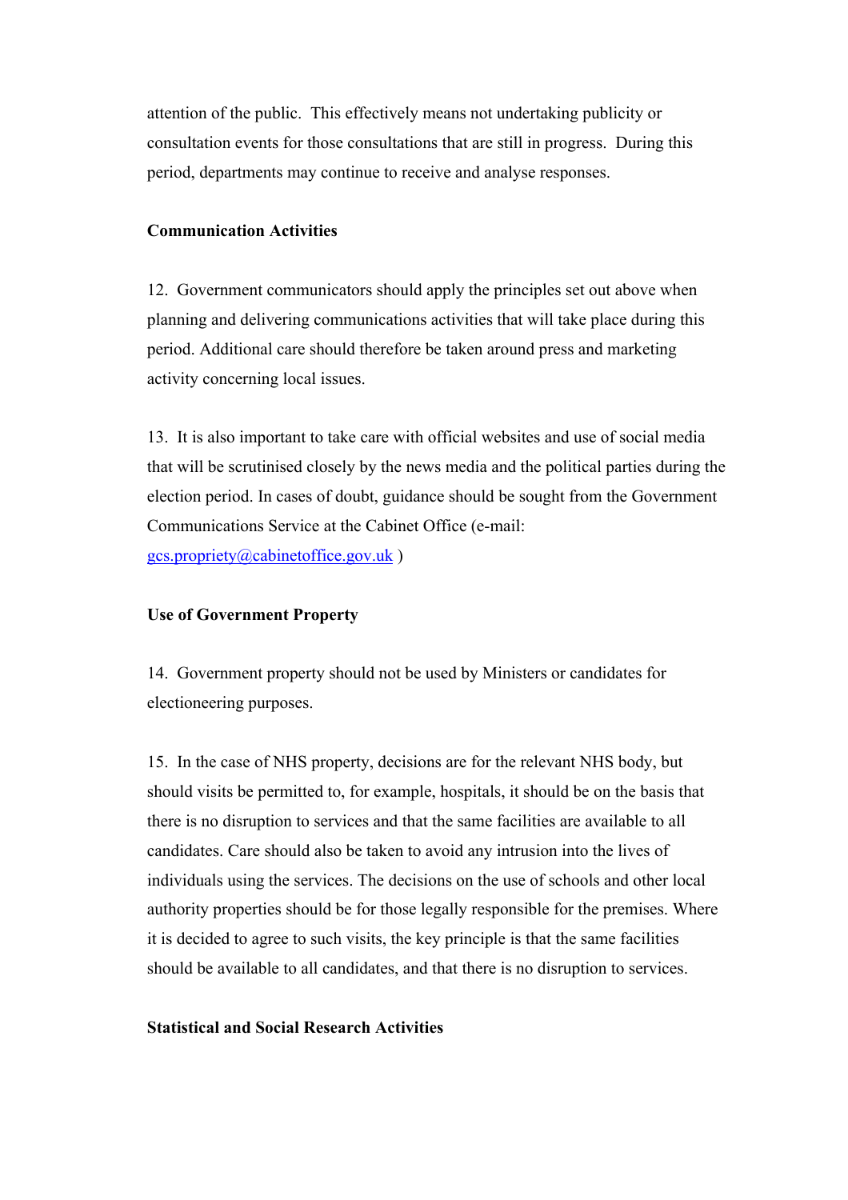attention of the public. This effectively means not undertaking publicity or consultation events for those consultations that are still in progress. During this period, departments may continue to receive and analyse responses.

**Communication Activities**

12. Government communicators should apply the principles set out above when planning and delivering communications activities that will take place during this period. Additional care should therefore be taken around press and marketing activity concerning local issues.

13. It is also important to take care with official websites and use of social media that will be scrutinised closely by the news media and the political parties during the election period. In cases of doubt, guidance should be sought from the Government Communications Service at the Cabinet Office (e-mail: [gcs.propriety@cabinetoffice.gov.uk](mailto:gcs.propriety@cabinetoffice.gov.uk) )

**Use of Government Property**

14. Government property should not be used by Ministers or candidates for electioneering purposes.

15. In the case of NHS property, decisions are for the relevant NHS body, but should visits be permitted to, for example, hospitals, it should be on the basis that there is no disruption to services and that the same facilities are available to all candidates. Care should also be taken to avoid any intrusion into the lives of individuals using the services. The decisions on the use of schools and other local authority properties should be for those legally responsible for the premises. Where it is decided to agree to such visits, the key principle is that the same facilities should be available to all candidates, and that there is no disruption to services.

**Statistical and Social Research Activities**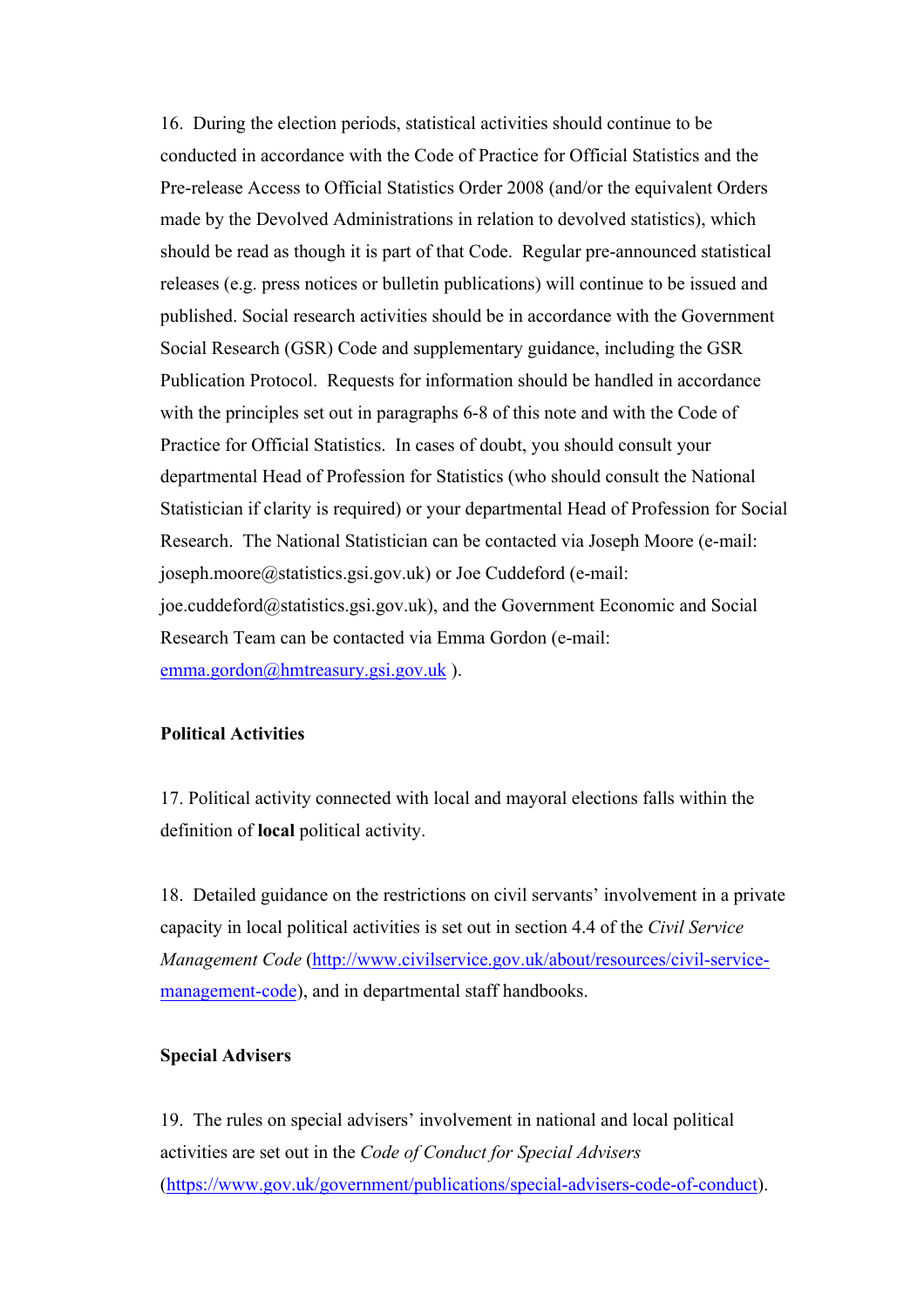16. During the election periods, statistical activities should continue to be conducted in accordance with the Code of Practice for Official Statistics and the Pre-release Access to Official Statistics Order 2008 (and/or the equivalent Orders made by the Devolved Administrations in relation to devolved statistics), which should be read as though it is part of that Code. Regular pre-announced statistical releases (e.g. press notices or bulletin publications) will continue to be issued and published. Social research activities should be in accordance with the Government Social Research (GSR) Code and supplementary guidance, including the GSR Publication Protocol. Requests for information should be handled in accordance with the principles set out in paragraphs 6-8 of this note and with the Code of Practice for Official Statistics. In cases of doubt, you should consult your departmental Head of Profession for Statistics (who should consult the National Statistician if clarity is required) or your departmental Head of Profession for Social Research. The National Statistician can be contacted via Joseph Moore (e-mail: joseph.moore@statistics.gsi.gov.uk) or Joe Cuddeford (e-mail: joe.cuddeford@statistics.gsi.gov.uk), and the Government Economic and Social Research Team can be contacted via Emma Gordon (e-mail: emma.gordon@hmtreasury.gsi.gov.uk ).

**Political Activities**

17. Political activity connected with local and mayoral elections falls within the definition of **local** political activity.

18. Detailed guidance on the restrictions on civil servants' involvement in a private capacity in local political activities is set out in section 4.4 of the *Civil Service Management Code* (http://www.civilservice.gov.uk/about/resources/civil-service-management-code), and in departmental staff handbooks.

**Special Advisers**

19. The rules on special advisers' involvement in national and local political activities are set out in the *Code of Conduct for Special Advisers* (https://www.gov.uk/government/publications/special-advisers-code-of-conduct).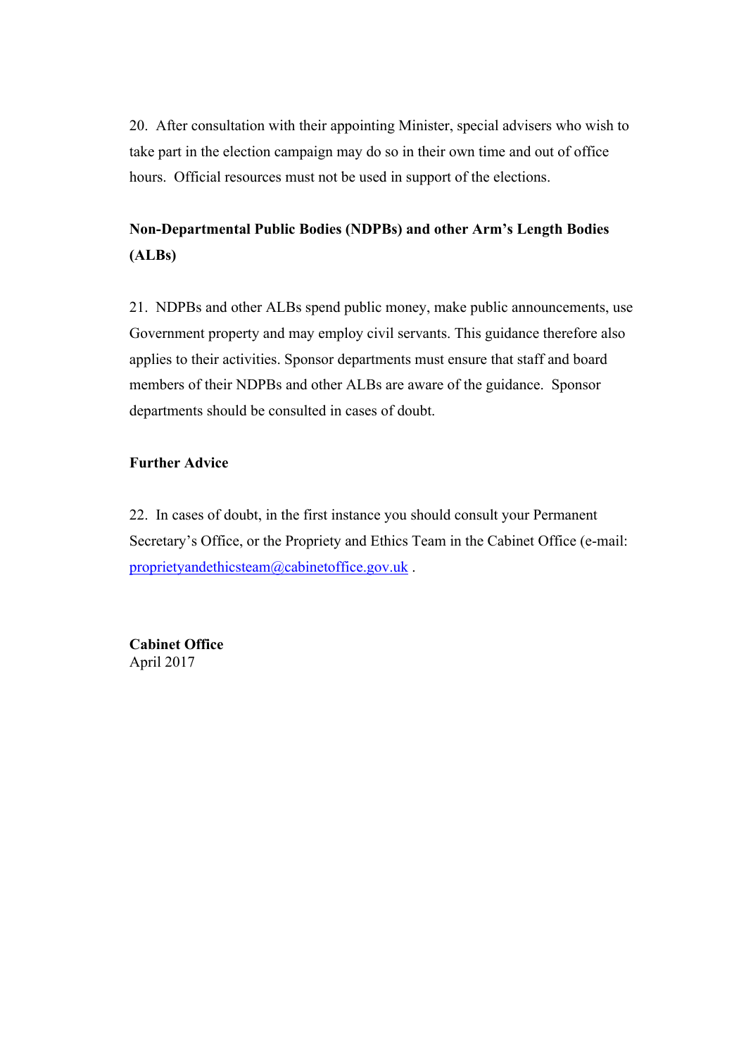20. After consultation with their appointing Minister, special advisers who wish to take part in the election campaign may do so in their own time and out of office hours. Official resources must not be used in support of the elections.

**Non-Departmental Public Bodies (NDPBs) and other Arm's Length Bodies (ALBs)**

21. NDPBs and other ALBs spend public money, make public announcements, use Government property and may employ civil servants. This guidance therefore also applies to their activities. Sponsor departments must ensure that staff and board members of their NDPBs and other ALBs are aware of the guidance. Sponsor departments should be consulted in cases of doubt.

**Further Advice**

22. In cases of doubt, in the first instance you should consult your Permanent Secretary's Office, or the Propriety and Ethics Team in the Cabinet Office (e-mail: proprietyandethicsteam@cabinetoffice.gov.uk .

**Cabinet Office**
April 2017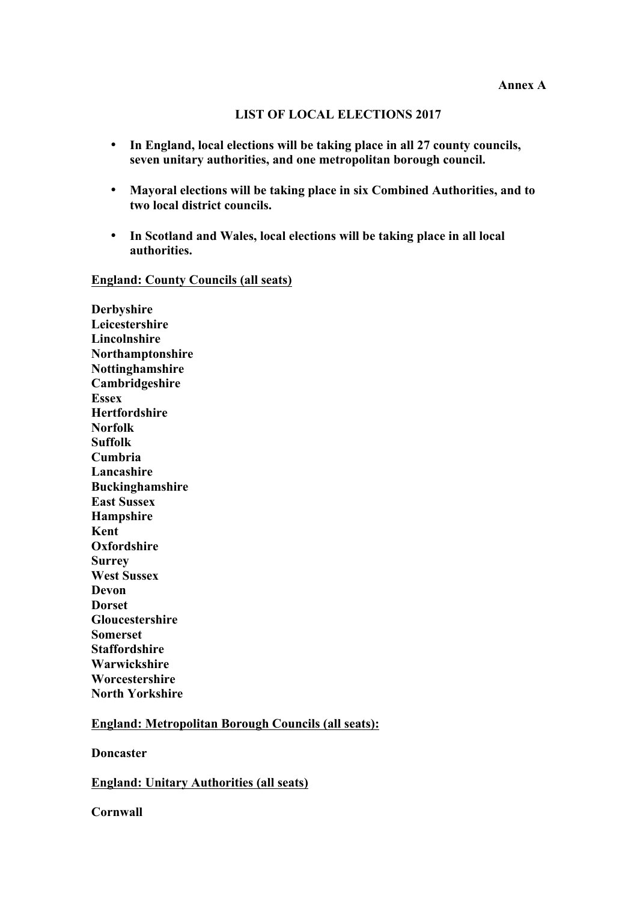**Annex A**

## LIST OF LOCAL ELECTIONS 2017

- **In England, local elections will be taking place in all 27 county councils, seven unitary authorities, and one metropolitan borough council.**
- **Mayoral elections will be taking place in six Combined Authorities, and to two local district councils.**
- **In Scotland and Wales, local elections will be taking place in all local authorities.**

### England: County Councils (all seats)

**Derbyshire**
**Leicestershire**
**Lincolnshire**
**Northamptonshire**
**Nottinghamshire**
**Cambridgeshire**
**Essex**
**Hertfordshire**
**Norfolk**
**Suffolk**
**Cumbria**
**Lancashire**
**Buckinghamshire**
**East Sussex**
**Hampshire**
**Kent**
**Oxfordshire**
**Surrey**
**West Sussex**
**Devon**
**Dorset**
**Gloucestershire**
**Somerset**
**Staffordshire**
**Warwickshire**
**Worcestershire**
**North Yorkshire**

### England: Metropolitan Borough Councils (all seats):

**Doncaster**

### England: Unitary Authorities (all seats)

**Cornwall**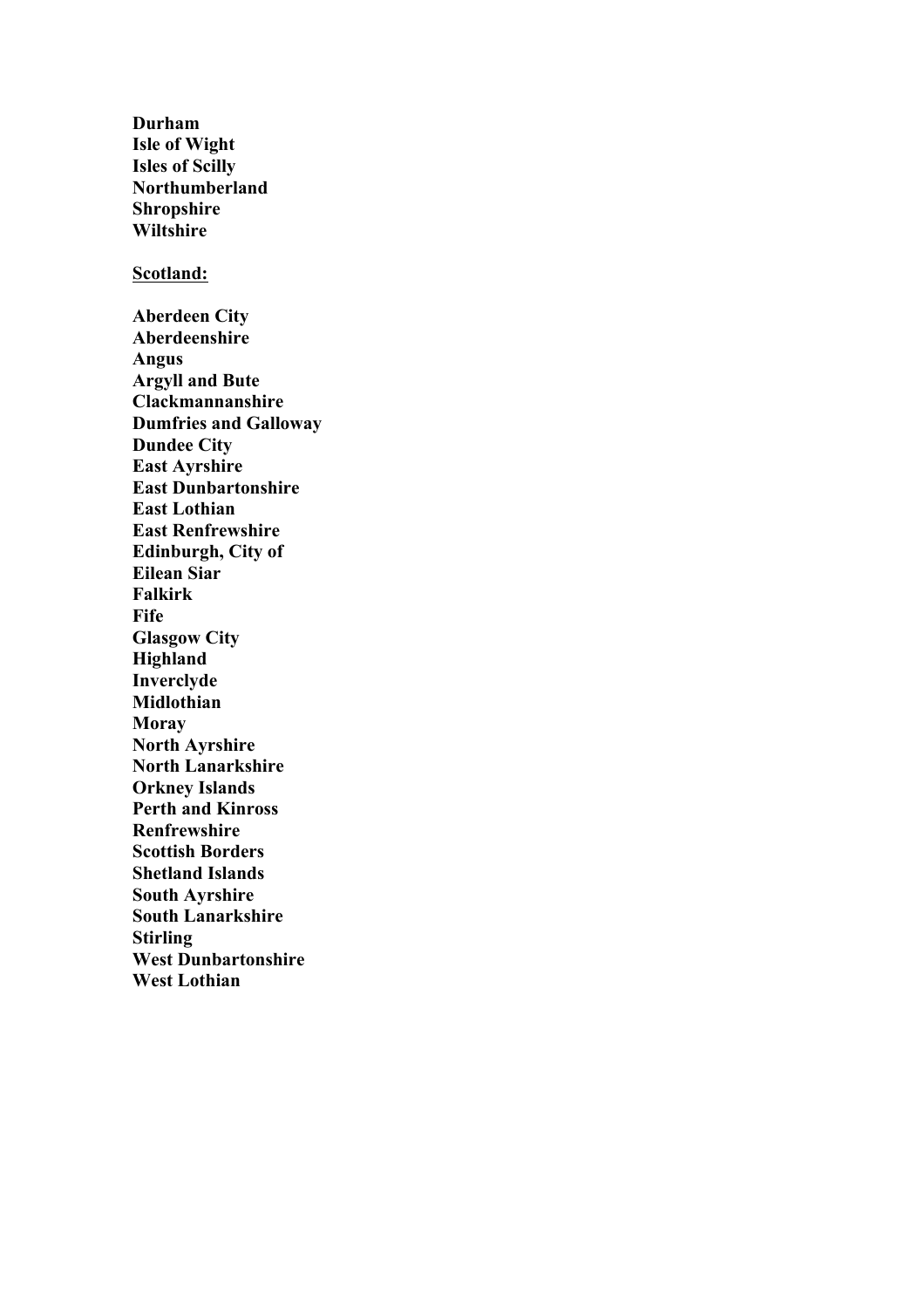**Durham**
**Isle of Wight**
**Isles of Scilly**
**Northumberland**
**Shropshire**
**Wiltshire**

**Scotland:**

**Aberdeen City**
**Aberdeenshire**
**Angus**
**Argyll and Bute**
**Clackmannanshire**
**Dumfries and Galloway**
**Dundee City**
**East Ayrshire**
**East Dunbartonshire**
**East Lothian**
**East Renfrewshire**
**Edinburgh, City of**
**Eilean Siar**
**Falkirk**
**Fife**
**Glasgow City**
**Highland**
**Inverclyde**
**Midlothian**
**Moray**
**North Ayrshire**
**North Lanarkshire**
**Orkney Islands**
**Perth and Kinross**
**Renfrewshire**
**Scottish Borders**
**Shetland Islands**
**South Ayrshire**
**South Lanarkshire**
**Stirling**
**West Dunbartonshire**
**West Lothian**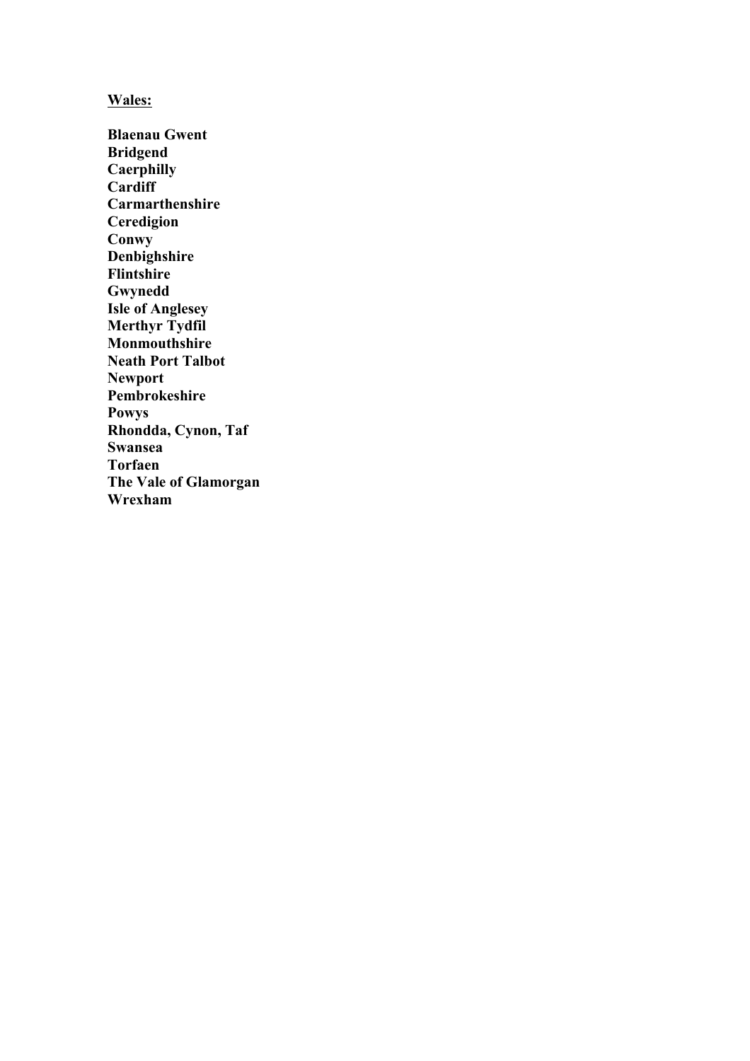**Wales:**

**Blaenau Gwent**
**Bridgend**
**Caerphilly**
**Cardiff**
**Carmarthenshire**
**Ceredigion**
**Conwy**
**Denbighshire**
**Flintshire**
**Gwynedd**
**Isle of Anglesey**
**Merthyr Tydfil**
**Monmouthshire**
**Neath Port Talbot**
**Newport**
**Pembrokeshire**
**Powys**
**Rhondda, Cynon, Taf**
**Swansea**
**Torfaen**
**The Vale of Glamorgan**
**Wrexham**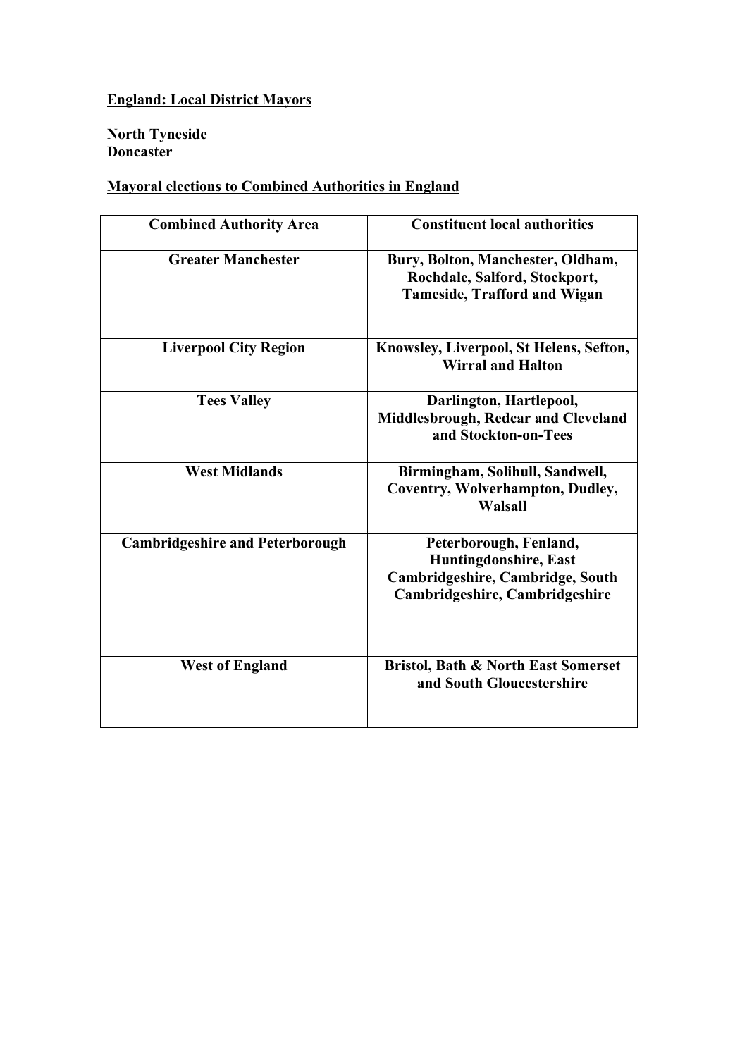**England: Local District Mayors**

**North Tyneside**
**Doncaster**

**Mayoral elections to Combined Authorities in England**

| Combined Authority Area | Constituent local authorities |
|---|---|
| **Greater Manchester** | **Bury, Bolton, Manchester, Oldham, Rochdale, Salford, Stockport, Tameside, Trafford and Wigan** |
| **Liverpool City Region** | **Knowsley, Liverpool, St Helens, Sefton, Wirral and Halton** |
| **Tees Valley** | **Darlington, Hartlepool, Middlesbrough, Redcar and Cleveland and Stockton-on-Tees** |
| **West Midlands** | **Birmingham, Solihull, Sandwell, Coventry, Wolverhampton, Dudley, Walsall** |
| **Cambridgeshire and Peterborough** | **Peterborough, Fenland, Huntingdonshire, East Cambridgeshire, Cambridge, South Cambridgeshire, Cambridgeshire** |
| **West of England** | **Bristol, Bath & North East Somerset and South Gloucestershire** |